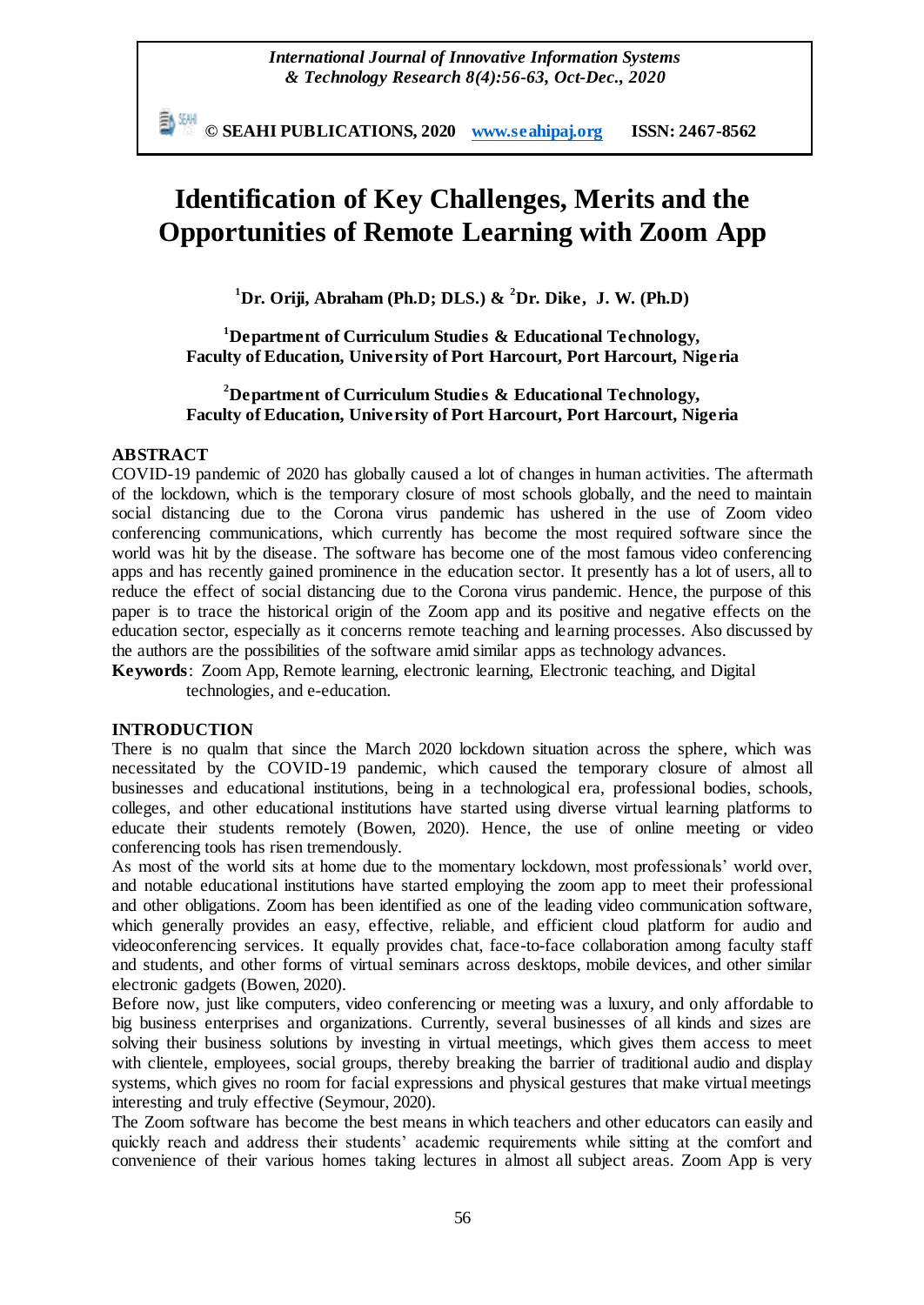# Identification of Key Challenges, Merits and the Opportunities of Remote Learning with Zoom App

**[1]Dr. Oriji, Abraham (Ph.D; DLS.) & [2]Dr. Dike, J. W. (Ph.D)**

**[1]Department of Curriculum Studies & Educational Technology, Faculty of Education, University of Port Harcourt, Port Harcourt, Nigeria**

**[2]Department of Curriculum Studies & Educational Technology, Faculty of Education, University of Port Harcourt, Port Harcourt, Nigeria**

## ABSTRACT

COVID-19 pandemic of 2020 has globally caused a lot of changes in human activities. The aftermath of the lockdown, which is the temporary closure of most schools globally, and the need to maintain social distancing due to the Corona virus pandemic has ushered in the use of Zoom video conferencing communications, which currently has become the most required software since the world was hit by the disease. The software has become one of the most famous video conferencing apps and has recently gained prominence in the education sector. It presently has a lot of users, all to reduce the effect of social distancing due to the Corona virus pandemic. Hence, the purpose of this paper is to trace the historical origin of the Zoom app and its positive and negative effects on the education sector, especially as it concerns remote teaching and learning processes. Also discussed by the authors are the possibilities of the software amid similar apps as technology advances.

**Keywords**: Zoom App, Remote learning, electronic learning, Electronic teaching, and Digital technologies, and e-education.

## INTRODUCTION

There is no qualm that since the March 2020 lockdown situation across the sphere, which was necessitated by the COVID-19 pandemic, which caused the temporary closure of almost all businesses and educational institutions, being in a technological era, professional bodies, schools, colleges, and other educational institutions have started using diverse virtual learning platforms to educate their students remotely (Bowen, 2020). Hence, the use of online meeting or video conferencing tools has risen tremendously.

As most of the world sits at home due to the momentary lockdown, most professionals' world over, and notable educational institutions have started employing the zoom app to meet their professional and other obligations. Zoom has been identified as one of the leading video communication software, which generally provides an easy, effective, reliable, and efficient cloud platform for audio and videoconferencing services. It equally provides chat, face-to-face collaboration among faculty staff and students, and other forms of virtual seminars across desktops, mobile devices, and other similar electronic gadgets (Bowen, 2020).

Before now, just like computers, video conferencing or meeting was a luxury, and only affordable to big business enterprises and organizations. Currently, several businesses of all kinds and sizes are solving their business solutions by investing in virtual meetings, which gives them access to meet with clientele, employees, social groups, thereby breaking the barrier of traditional audio and display systems, which gives no room for facial expressions and physical gestures that make virtual meetings interesting and truly effective (Seymour, 2020).

The Zoom software has become the best means in which teachers and other educators can easily and quickly reach and address their students' academic requirements while sitting at the comfort and convenience of their various homes taking lectures in almost all subject areas. Zoom App is very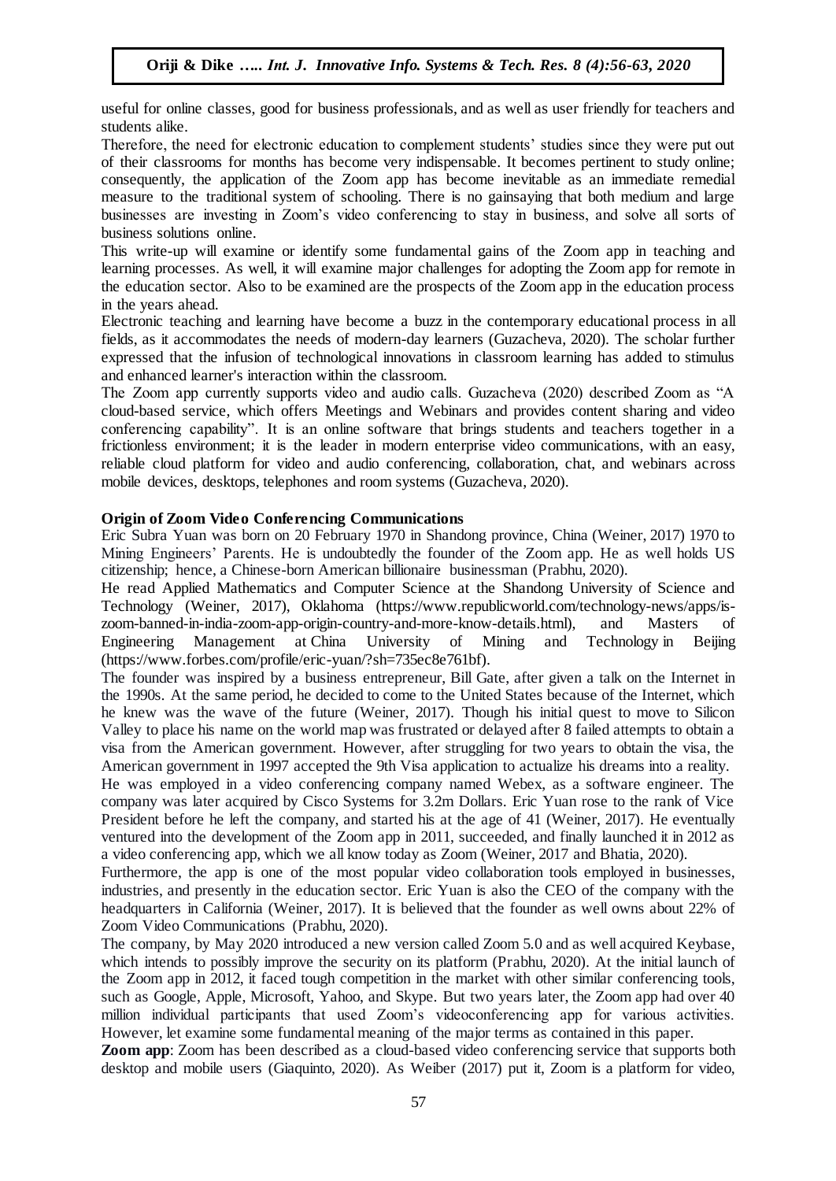useful for online classes, good for business professionals, and as well as user friendly for teachers and students alike.

Therefore, the need for electronic education to complement students' studies since they were put out of their classrooms for months has become very indispensable. It becomes pertinent to study online; consequently, the application of the Zoom app has become inevitable as an immediate remedial measure to the traditional system of schooling. There is no gainsaying that both medium and large businesses are investing in Zoom's video conferencing to stay in business, and solve all sorts of business solutions online.

This write-up will examine or identify some fundamental gains of the Zoom app in teaching and learning processes. As well, it will examine major challenges for adopting the Zoom app for remote in the education sector. Also to be examined are the prospects of the Zoom app in the education process in the years ahead.

Electronic teaching and learning have become a buzz in the contemporary educational process in all fields, as it accommodates the needs of modern-day learners (Guzacheva, 2020). The scholar further expressed that the infusion of technological innovations in classroom learning has added to stimulus and enhanced learner's interaction within the classroom.

The Zoom app currently supports video and audio calls. Guzacheva (2020) described Zoom as "A cloud-based service, which offers Meetings and Webinars and provides content sharing and video conferencing capability". It is an online software that brings students and teachers together in a frictionless environment; it is the leader in modern enterprise video communications, with an easy, reliable cloud platform for video and audio conferencing, collaboration, chat, and webinars across mobile devices, desktops, telephones and room systems (Guzacheva, 2020).

**Origin of Zoom Video Conferencing Communications**

Eric Subra Yuan was born on 20 February 1970 in Shandong province, China (Weiner, 2017) 1970 to Mining Engineers' Parents. He is undoubtedly the founder of the Zoom app. He as well holds US citizenship; hence, a Chinese-born American billionaire businessman (Prabhu, 2020).

He read Applied Mathematics and Computer Science at the Shandong University of Science and Technology (Weiner, 2017), Oklahoma (https://www.republicworld.com/technology-news/apps/is-zoom-banned-in-india-zoom-app-origin-country-and-more-know-details.html), and Masters of Engineering Management at China University of Mining and Technology in Beijing (https://www.forbes.com/profile/eric-yuan/?sh=735ec8e761bf).

The founder was inspired by a business entrepreneur, Bill Gate, after given a talk on the Internet in the 1990s. At the same period, he decided to come to the United States because of the Internet, which he knew was the wave of the future (Weiner, 2017). Though his initial quest to move to Silicon Valley to place his name on the world map was frustrated or delayed after 8 failed attempts to obtain a visa from the American government. However, after struggling for two years to obtain the visa, the American government in 1997 accepted the 9th Visa application to actualize his dreams into a reality.

He was employed in a video conferencing company named Webex, as a software engineer. The company was later acquired by Cisco Systems for 3.2m Dollars. Eric Yuan rose to the rank of Vice President before he left the company, and started his at the age of 41 (Weiner, 2017). He eventually ventured into the development of the Zoom app in 2011, succeeded, and finally launched it in 2012 as a video conferencing app, which we all know today as Zoom (Weiner, 2017 and Bhatia, 2020).

Furthermore, the app is one of the most popular video collaboration tools employed in businesses, industries, and presently in the education sector. Eric Yuan is also the CEO of the company with the headquarters in California (Weiner, 2017). It is believed that the founder as well owns about 22% of Zoom Video Communications (Prabhu, 2020).

The company, by May 2020 introduced a new version called Zoom 5.0 and as well acquired Keybase, which intends to possibly improve the security on its platform (Prabhu, 2020). At the initial launch of the Zoom app in 2012, it faced tough competition in the market with other similar conferencing tools, such as Google, Apple, Microsoft, Yahoo, and Skype. But two years later, the Zoom app had over 40 million individual participants that used Zoom's videoconferencing app for various activities. However, let examine some fundamental meaning of the major terms as contained in this paper.

**Zoom app**: Zoom has been described as a cloud-based video conferencing service that supports both desktop and mobile users (Giaquinto, 2020). As Weiber (2017) put it, Zoom is a platform for video,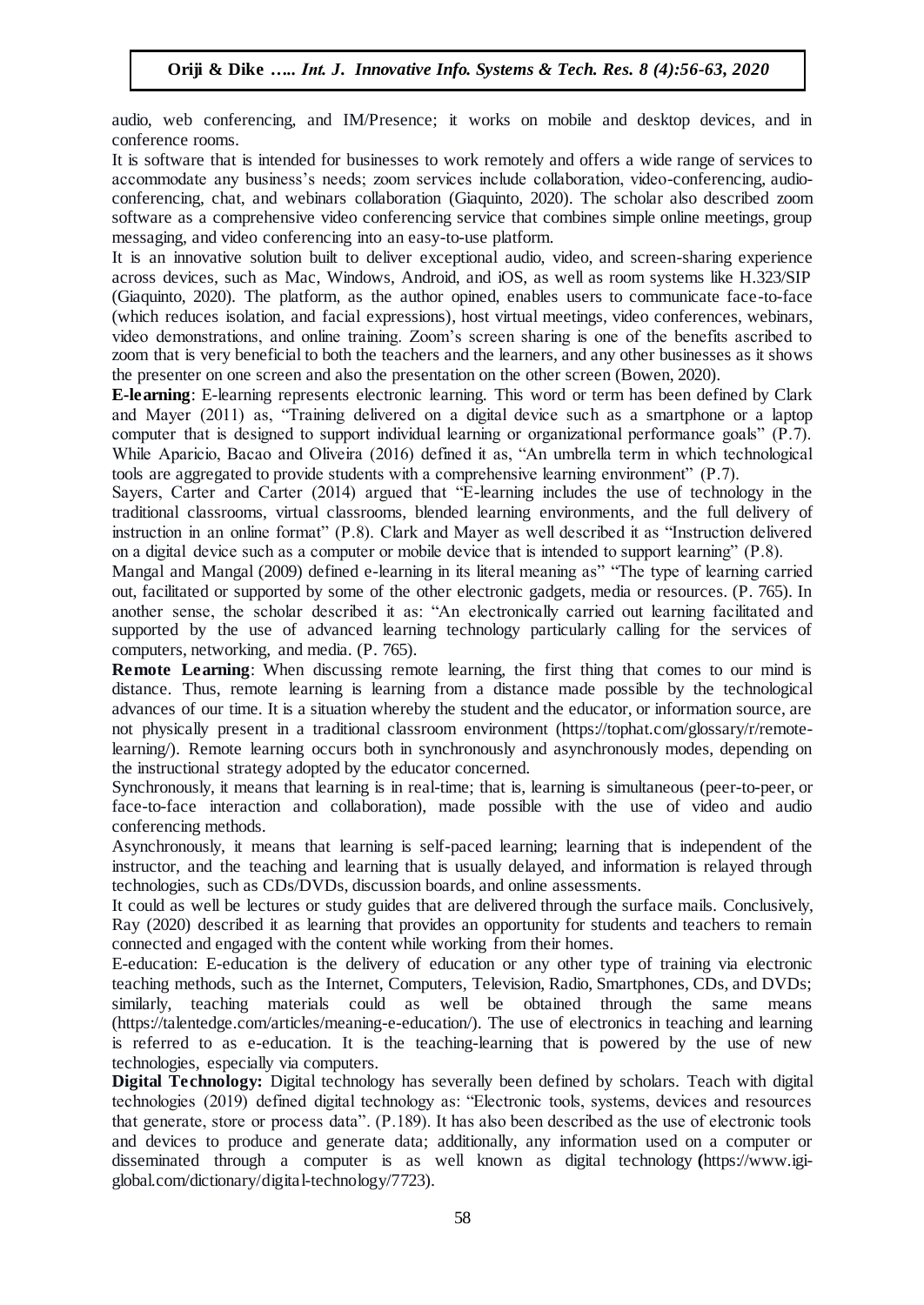audio, web conferencing, and IM/Presence; it works on mobile and desktop devices, and in conference rooms.

It is software that is intended for businesses to work remotely and offers a wide range of services to accommodate any business's needs; zoom services include collaboration, video-conferencing, audio-conferencing, chat, and webinars collaboration (Giaquinto, 2020). The scholar also described zoom software as a comprehensive video conferencing service that combines simple online meetings, group messaging, and video conferencing into an easy-to-use platform.

It is an innovative solution built to deliver exceptional audio, video, and screen-sharing experience across devices, such as Mac, Windows, Android, and iOS, as well as room systems like H.323/SIP (Giaquinto, 2020). The platform, as the author opined, enables users to communicate face-to-face (which reduces isolation, and facial expressions), host virtual meetings, video conferences, webinars, video demonstrations, and online training. Zoom's screen sharing is one of the benefits ascribed to zoom that is very beneficial to both the teachers and the learners, and any other businesses as it shows the presenter on one screen and also the presentation on the other screen (Bowen, 2020).

**E-learning**: E-learning represents electronic learning. This word or term has been defined by Clark and Mayer (2011) as, "Training delivered on a digital device such as a smartphone or a laptop computer that is designed to support individual learning or organizational performance goals" (P.7). While Aparicio, Bacao and Oliveira (2016) defined it as, "An umbrella term in which technological tools are aggregated to provide students with a comprehensive learning environment" (P.7).

Sayers, Carter and Carter (2014) argued that "E-learning includes the use of technology in the traditional classrooms, virtual classrooms, blended learning environments, and the full delivery of instruction in an online format" (P.8). Clark and Mayer as well described it as "Instruction delivered on a digital device such as a computer or mobile device that is intended to support learning" (P.8).

Mangal and Mangal (2009) defined e-learning in its literal meaning as" "The type of learning carried out, facilitated or supported by some of the other electronic gadgets, media or resources. (P. 765). In another sense, the scholar described it as: "An electronically carried out learning facilitated and supported by the use of advanced learning technology particularly calling for the services of computers, networking, and media. (P. 765).

**Remote Learning**: When discussing remote learning, the first thing that comes to our mind is distance. Thus, remote learning is learning from a distance made possible by the technological advances of our time. It is a situation whereby the student and the educator, or information source, are not physically present in a traditional classroom environment (https://tophat.com/glossary/r/remote-learning/). Remote learning occurs both in synchronously and asynchronously modes, depending on the instructional strategy adopted by the educator concerned.

Synchronously, it means that learning is in real-time; that is, learning is simultaneous (peer-to-peer, or face-to-face interaction and collaboration), made possible with the use of video and audio conferencing methods.

Asynchronously, it means that learning is self-paced learning; learning that is independent of the instructor, and the teaching and learning that is usually delayed, and information is relayed through technologies, such as CDs/DVDs, discussion boards, and online assessments.

It could as well be lectures or study guides that are delivered through the surface mails. Conclusively, Ray (2020) described it as learning that provides an opportunity for students and teachers to remain connected and engaged with the content while working from their homes.

E-education: E-education is the delivery of education or any other type of training via electronic teaching methods, such as the Internet, Computers, Television, Radio, Smartphones, CDs, and DVDs; similarly, teaching materials could as well be obtained through the same means (https://talentedge.com/articles/meaning-e-education/). The use of electronics in teaching and learning is referred to as e-education. It is the teaching-learning that is powered by the use of new technologies, especially via computers.

**Digital Technology:** Digital technology has severally been defined by scholars. Teach with digital technologies (2019) defined digital technology as: "Electronic tools, systems, devices and resources that generate, store or process data". (P.189). It has also been described as the use of electronic tools and devices to produce and generate data; additionally, any information used on a computer or disseminated through a computer is as well known as digital technology (https://www.igi-global.com/dictionary/digital-technology/7723).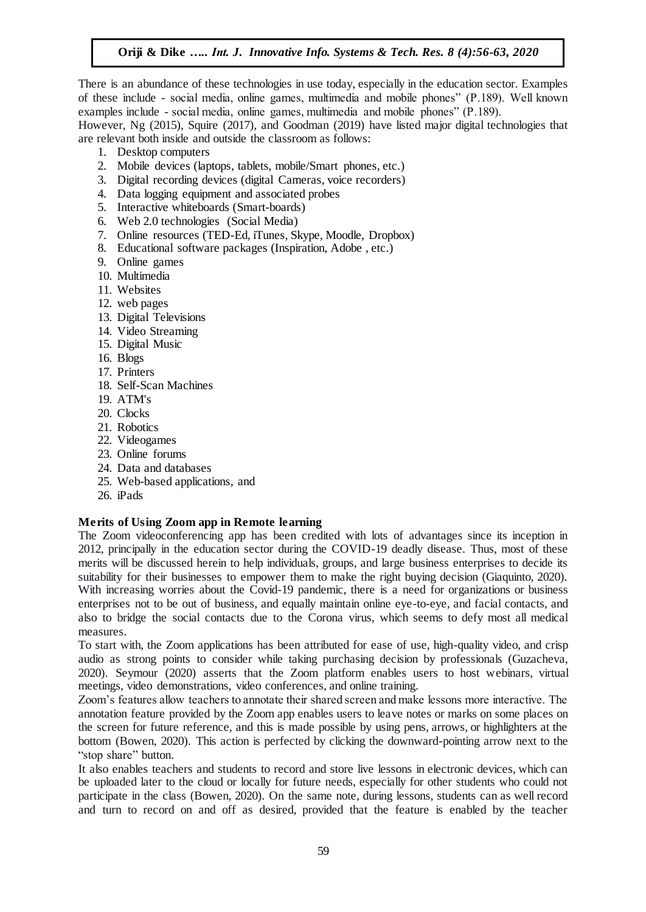There is an abundance of these technologies in use today, especially in the education sector. Examples of these include - social media, online games, multimedia and mobile phones" (P.189). Well known examples include - social media, online games, multimedia and mobile phones" (P.189).

However, Ng (2015), Squire (2017), and Goodman (2019) have listed major digital technologies that are relevant both inside and outside the classroom as follows:

1. Desktop computers
2. Mobile devices (laptops, tablets, mobile/Smart phones, etc.)
3. Digital recording devices (digital Cameras, voice recorders)
4. Data logging equipment and associated probes
5. Interactive whiteboards (Smart-boards)
6. Web 2.0 technologies (Social Media)
7. Online resources (TED-Ed, iTunes, Skype, Moodle, Dropbox)
8. Educational software packages (Inspiration, Adobe , etc.)
9. Online games
10. Multimedia
11. Websites
12. web pages
13. Digital Televisions
14. Video Streaming
15. Digital Music
16. Blogs
17. Printers
18. Self-Scan Machines
19. ATM's
20. Clocks
21. Robotics
22. Videogames
23. Online forums
24. Data and databases
25. Web-based applications, and
26. iPads

**Merits of Using Zoom app in Remote learning**

The Zoom videoconferencing app has been credited with lots of advantages since its inception in 2012, principally in the education sector during the COVID-19 deadly disease. Thus, most of these merits will be discussed herein to help individuals, groups, and large business enterprises to decide its suitability for their businesses to empower them to make the right buying decision (Giaquinto, 2020). With increasing worries about the Covid-19 pandemic, there is a need for organizations or business enterprises not to be out of business, and equally maintain online eye-to-eye, and facial contacts, and also to bridge the social contacts due to the Corona virus, which seems to defy most all medical measures.

To start with, the Zoom applications has been attributed for ease of use, high-quality video, and crisp audio as strong points to consider while taking purchasing decision by professionals (Guzacheva, 2020). Seymour (2020) asserts that the Zoom platform enables users to host webinars, virtual meetings, video demonstrations, video conferences, and online training.

Zoom's features allow teachers to annotate their shared screen and make lessons more interactive. The annotation feature provided by the Zoom app enables users to leave notes or marks on some places on the screen for future reference, and this is made possible by using pens, arrows, or highlighters at the bottom (Bowen, 2020). This action is perfected by clicking the downward-pointing arrow next to the "stop share" button.

It also enables teachers and students to record and store live lessons in electronic devices, which can be uploaded later to the cloud or locally for future needs, especially for other students who could not participate in the class (Bowen, 2020). On the same note, during lessons, students can as well record and turn to record on and off as desired, provided that the feature is enabled by the teacher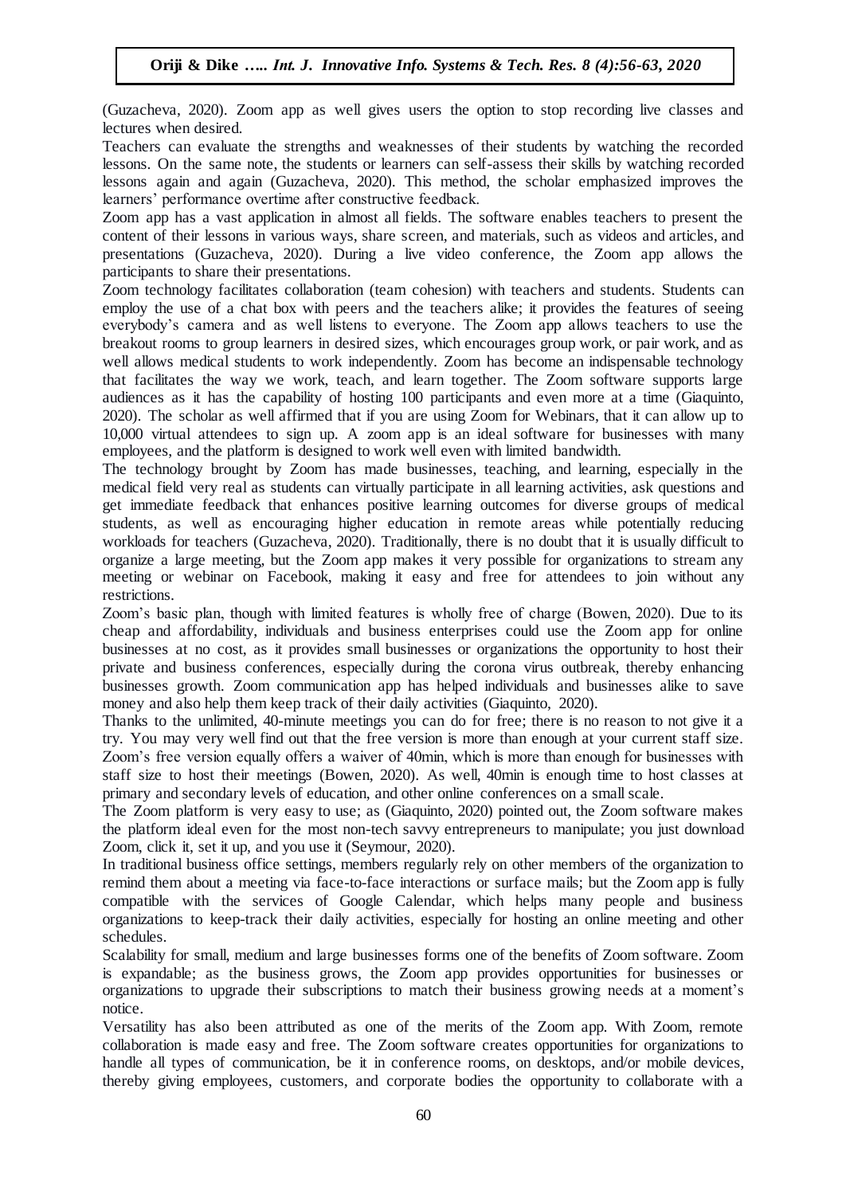(Guzacheva, 2020). Zoom app as well gives users the option to stop recording live classes and lectures when desired.

Teachers can evaluate the strengths and weaknesses of their students by watching the recorded lessons. On the same note, the students or learners can self-assess their skills by watching recorded lessons again and again (Guzacheva, 2020). This method, the scholar emphasized improves the learners' performance overtime after constructive feedback.

Zoom app has a vast application in almost all fields. The software enables teachers to present the content of their lessons in various ways, share screen, and materials, such as videos and articles, and presentations (Guzacheva, 2020). During a live video conference, the Zoom app allows the participants to share their presentations.

Zoom technology facilitates collaboration (team cohesion) with teachers and students. Students can employ the use of a chat box with peers and the teachers alike; it provides the features of seeing everybody's camera and as well listens to everyone. The Zoom app allows teachers to use the breakout rooms to group learners in desired sizes, which encourages group work, or pair work, and as well allows medical students to work independently. Zoom has become an indispensable technology that facilitates the way we work, teach, and learn together. The Zoom software supports large audiences as it has the capability of hosting 100 participants and even more at a time (Giaquinto, 2020). The scholar as well affirmed that if you are using Zoom for Webinars, that it can allow up to 10,000 virtual attendees to sign up. A zoom app is an ideal software for businesses with many employees, and the platform is designed to work well even with limited bandwidth.

The technology brought by Zoom has made businesses, teaching, and learning, especially in the medical field very real as students can virtually participate in all learning activities, ask questions and get immediate feedback that enhances positive learning outcomes for diverse groups of medical students, as well as encouraging higher education in remote areas while potentially reducing workloads for teachers (Guzacheva, 2020). Traditionally, there is no doubt that it is usually difficult to organize a large meeting, but the Zoom app makes it very possible for organizations to stream any meeting or webinar on Facebook, making it easy and free for attendees to join without any restrictions.

Zoom's basic plan, though with limited features is wholly free of charge (Bowen, 2020). Due to its cheap and affordability, individuals and business enterprises could use the Zoom app for online businesses at no cost, as it provides small businesses or organizations the opportunity to host their private and business conferences, especially during the corona virus outbreak, thereby enhancing businesses growth. Zoom communication app has helped individuals and businesses alike to save money and also help them keep track of their daily activities (Giaquinto, 2020).

Thanks to the unlimited, 40-minute meetings you can do for free; there is no reason to not give it a try. You may very well find out that the free version is more than enough at your current staff size. Zoom's free version equally offers a waiver of 40min, which is more than enough for businesses with staff size to host their meetings (Bowen, 2020). As well, 40min is enough time to host classes at primary and secondary levels of education, and other online conferences on a small scale.

The Zoom platform is very easy to use; as (Giaquinto, 2020) pointed out, the Zoom software makes the platform ideal even for the most non-tech savvy entrepreneurs to manipulate; you just download Zoom, click it, set it up, and you use it (Seymour, 2020).

In traditional business office settings, members regularly rely on other members of the organization to remind them about a meeting via face-to-face interactions or surface mails; but the Zoom app is fully compatible with the services of Google Calendar, which helps many people and business organizations to keep-track their daily activities, especially for hosting an online meeting and other schedules.

Scalability for small, medium and large businesses forms one of the benefits of Zoom software. Zoom is expandable; as the business grows, the Zoom app provides opportunities for businesses or organizations to upgrade their subscriptions to match their business growing needs at a moment's notice.

Versatility has also been attributed as one of the merits of the Zoom app. With Zoom, remote collaboration is made easy and free. The Zoom software creates opportunities for organizations to handle all types of communication, be it in conference rooms, on desktops, and/or mobile devices, thereby giving employees, customers, and corporate bodies the opportunity to collaborate with a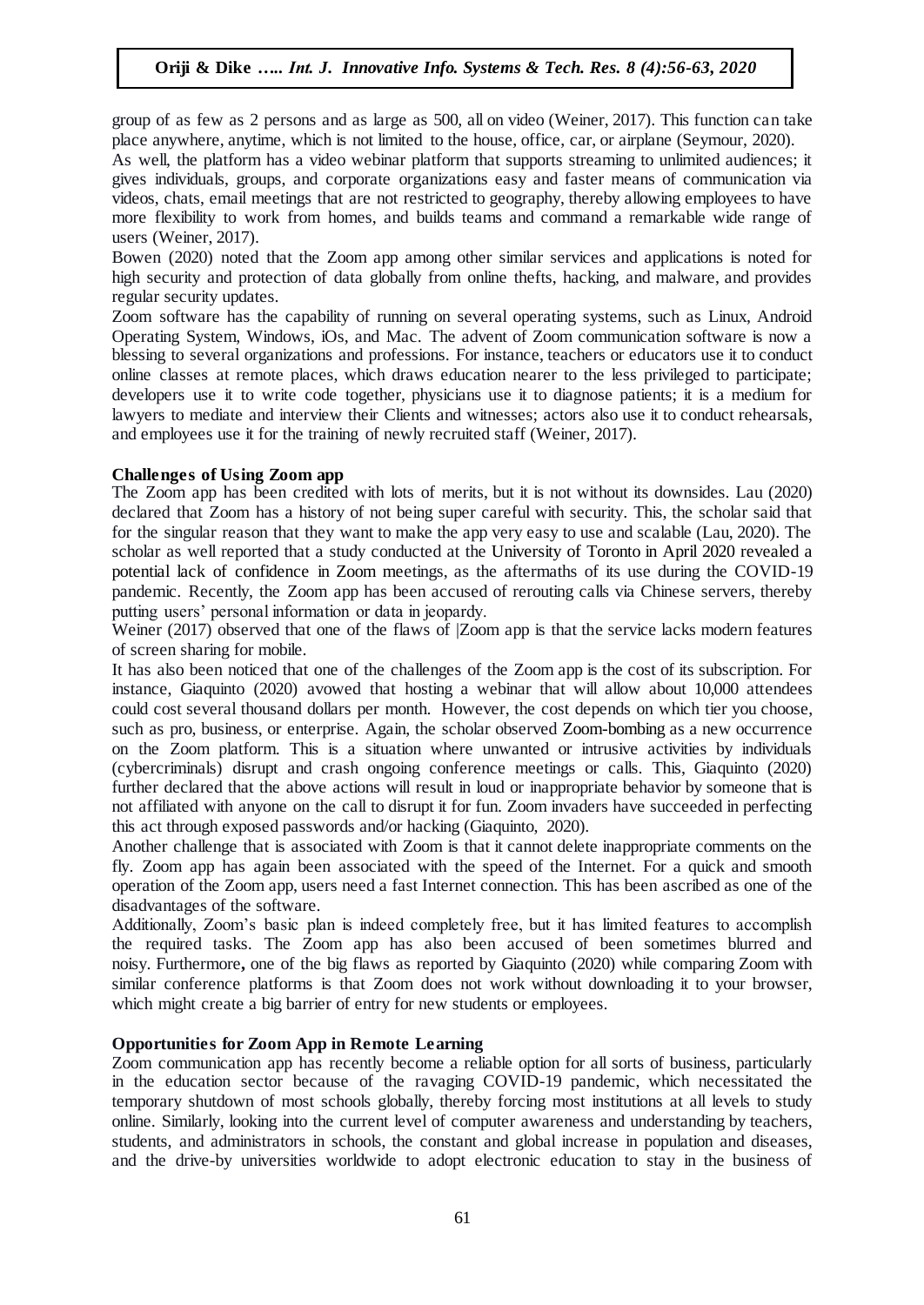group of as few as 2 persons and as large as 500, all on video (Weiner, 2017). This function can take place anywhere, anytime, which is not limited to the house, office, car, or airplane (Seymour, 2020).

As well, the platform has a video webinar platform that supports streaming to unlimited audiences; it gives individuals, groups, and corporate organizations easy and faster means of communication via videos, chats, email meetings that are not restricted to geography, thereby allowing employees to have more flexibility to work from homes, and builds teams and command a remarkable wide range of users (Weiner, 2017).

Bowen (2020) noted that the Zoom app among other similar services and applications is noted for high security and protection of data globally from online thefts, hacking, and malware, and provides regular security updates.

Zoom software has the capability of running on several operating systems, such as Linux, Android Operating System, Windows, iOs, and Mac. The advent of Zoom communication software is now a blessing to several organizations and professions. For instance, teachers or educators use it to conduct online classes at remote places, which draws education nearer to the less privileged to participate; developers use it to write code together, physicians use it to diagnose patients; it is a medium for lawyers to mediate and interview their Clients and witnesses; actors also use it to conduct rehearsals, and employees use it for the training of newly recruited staff (Weiner, 2017).

**Challenges of Using Zoom app**

The Zoom app has been credited with lots of merits, but it is not without its downsides. Lau (2020) declared that Zoom has a history of not being super careful with security. This, the scholar said that for the singular reason that they want to make the app very easy to use and scalable (Lau, 2020). The scholar as well reported that a study conducted at the University of Toronto in April 2020 revealed a potential lack of confidence in Zoom meetings, as the aftermaths of its use during the COVID-19 pandemic. Recently, the Zoom app has been accused of rerouting calls via Chinese servers, thereby putting users' personal information or data in jeopardy.

Weiner (2017) observed that one of the flaws of |Zoom app is that the service lacks modern features of screen sharing for mobile.

It has also been noticed that one of the challenges of the Zoom app is the cost of its subscription. For instance, Giaquinto (2020) avowed that hosting a webinar that will allow about 10,000 attendees could cost several thousand dollars per month. However, the cost depends on which tier you choose, such as pro, business, or enterprise. Again, the scholar observed Zoom-bombing as a new occurrence on the Zoom platform. This is a situation where unwanted or intrusive activities by individuals (cybercriminals) disrupt and crash ongoing conference meetings or calls. This, Giaquinto (2020) further declared that the above actions will result in loud or inappropriate behavior by someone that is not affiliated with anyone on the call to disrupt it for fun. Zoom invaders have succeeded in perfecting this act through exposed passwords and/or hacking (Giaquinto, 2020).

Another challenge that is associated with Zoom is that it cannot delete inappropriate comments on the fly. Zoom app has again been associated with the speed of the Internet. For a quick and smooth operation of the Zoom app, users need a fast Internet connection. This has been ascribed as one of the disadvantages of the software.

Additionally, Zoom's basic plan is indeed completely free, but it has limited features to accomplish the required tasks. The Zoom app has also been accused of been sometimes blurred and noisy. Furthermore**,** one of the big flaws as reported by Giaquinto (2020) while comparing Zoom with similar conference platforms is that Zoom does not work without downloading it to your browser, which might create a big barrier of entry for new students or employees.

**Opportunities for Zoom App in Remote Learning**

Zoom communication app has recently become a reliable option for all sorts of business, particularly in the education sector because of the ravaging COVID-19 pandemic, which necessitated the temporary shutdown of most schools globally, thereby forcing most institutions at all levels to study online. Similarly, looking into the current level of computer awareness and understanding by teachers, students, and administrators in schools, the constant and global increase in population and diseases, and the drive-by universities worldwide to adopt electronic education to stay in the business of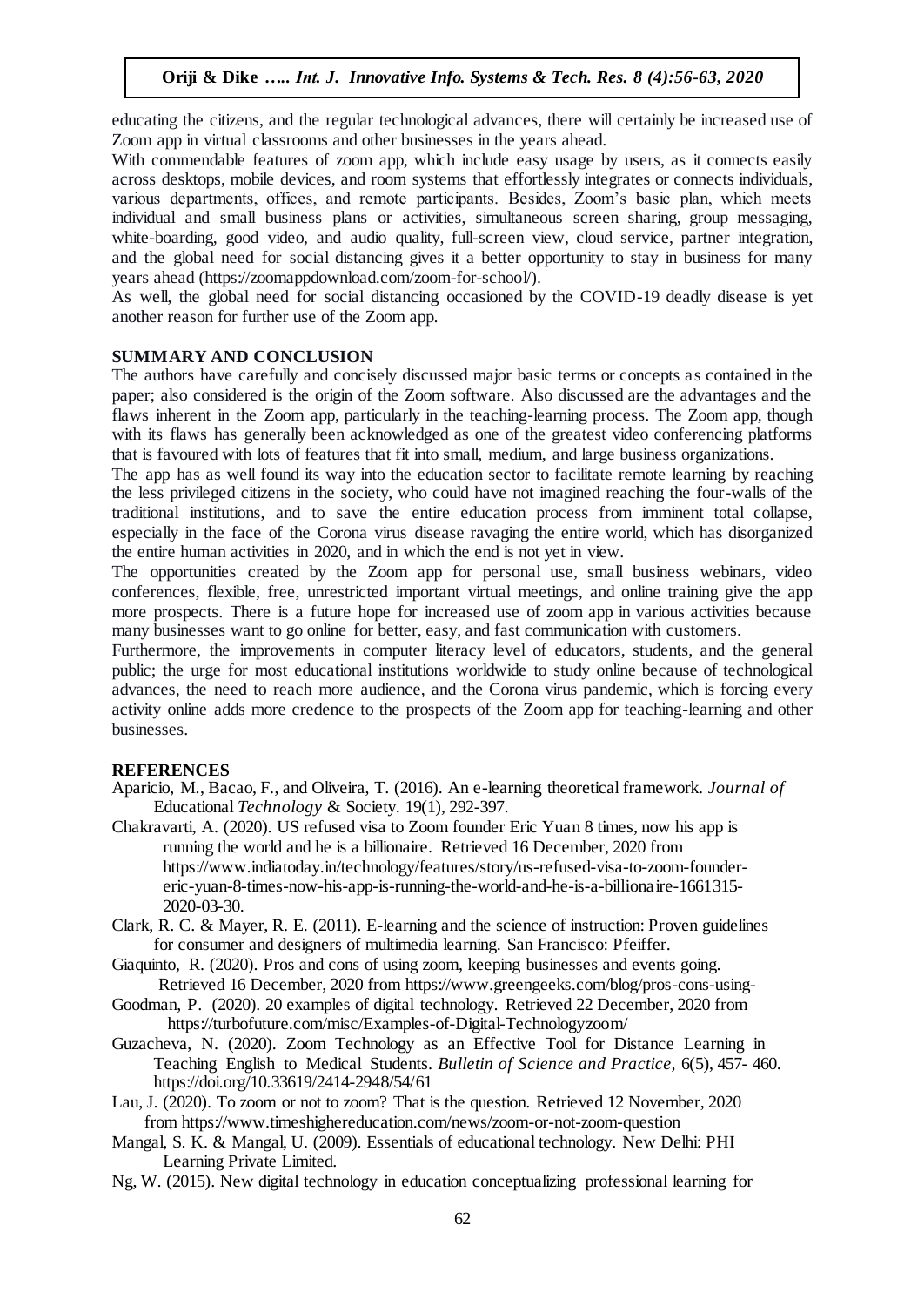educating the citizens, and the regular technological advances, there will certainly be increased use of Zoom app in virtual classrooms and other businesses in the years ahead.

With commendable features of zoom app, which include easy usage by users, as it connects easily across desktops, mobile devices, and room systems that effortlessly integrates or connects individuals, various departments, offices, and remote participants. Besides, Zoom's basic plan, which meets individual and small business plans or activities, simultaneous screen sharing, group messaging, white-boarding, good video, and audio quality, full-screen view, cloud service, partner integration, and the global need for social distancing gives it a better opportunity to stay in business for many years ahead (https://zoomappdownload.com/zoom-for-school/).

As well, the global need for social distancing occasioned by the COVID-19 deadly disease is yet another reason for further use of the Zoom app.

## SUMMARY AND CONCLUSION

The authors have carefully and concisely discussed major basic terms or concepts as contained in the paper; also considered is the origin of the Zoom software. Also discussed are the advantages and the flaws inherent in the Zoom app, particularly in the teaching-learning process. The Zoom app, though with its flaws has generally been acknowledged as one of the greatest video conferencing platforms that is favoured with lots of features that fit into small, medium, and large business organizations.

The app has as well found its way into the education sector to facilitate remote learning by reaching the less privileged citizens in the society, who could have not imagined reaching the four-walls of the traditional institutions, and to save the entire education process from imminent total collapse, especially in the face of the Corona virus disease ravaging the entire world, which has disorganized the entire human activities in 2020, and in which the end is not yet in view.

The opportunities created by the Zoom app for personal use, small business webinars, video conferences, flexible, free, unrestricted important virtual meetings, and online training give the app more prospects. There is a future hope for increased use of zoom app in various activities because many businesses want to go online for better, easy, and fast communication with customers.

Furthermore, the improvements in computer literacy level of educators, students, and the general public; the urge for most educational institutions worldwide to study online because of technological advances, the need to reach more audience, and the Corona virus pandemic, which is forcing every activity online adds more credence to the prospects of the Zoom app for teaching-learning and other businesses.

## REFERENCES

Aparicio, M., Bacao, F., and Oliveira, T. (2016). An e-learning theoretical framework. *Journal of* Educational *Technology* & Society. 19(1), 292-397.

Chakravarti, A. (2020). US refused visa to Zoom founder Eric Yuan 8 times, now his app is running the world and he is a billionaire. Retrieved 16 December, 2020 from https://www.indiatoday.in/technology/features/story/us-refused-visa-to-zoom-founder-eric-yuan-8-times-now-his-app-is-running-the-world-and-he-is-a-billionaire-1661315-2020-03-30.

Clark, R. C. & Mayer, R. E. (2011). E-learning and the science of instruction: Proven guidelines for consumer and designers of multimedia learning. San Francisco: Pfeiffer.

Giaquinto, R. (2020). Pros and cons of using zoom, keeping businesses and events going. Retrieved 16 December, 2020 from https://www.greengeeks.com/blog/pros-cons-using-

Goodman, P. (2020). 20 examples of digital technology. Retrieved 22 December, 2020 from https://turbofuture.com/misc/Examples-of-Digital-Technologyzoom/

Guzacheva, N. (2020). Zoom Technology as an Effective Tool for Distance Learning in Teaching English to Medical Students. *Bulletin of Science and Practice,* 6(5), 457- 460. https://doi.org/10.33619/2414-2948/54/61

Lau, J. (2020). To zoom or not to zoom? That is the question. Retrieved 12 November, 2020 from https://www.timeshighereducation.com/news/zoom-or-not-zoom-question

Mangal, S. K. & Mangal, U. (2009). Essentials of educational technology. New Delhi: PHI Learning Private Limited.

Ng, W. (2015). New digital technology in education conceptualizing professional learning for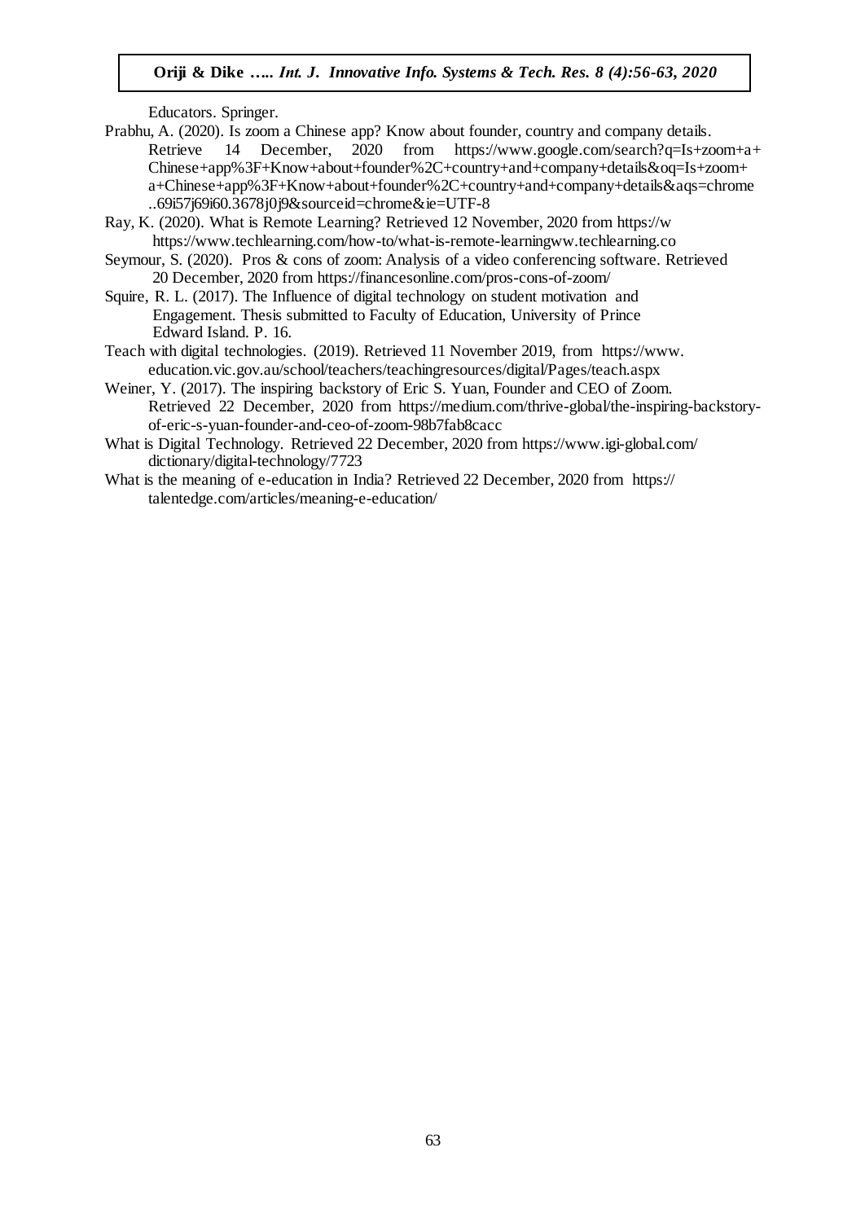Educators. Springer.

Prabhu, A. (2020). Is zoom a Chinese app? Know about founder, country and company details. Retrieve 14 December, 2020 from https://www.google.com/search?q=Is+zoom+a+Chinese+app%3F+Know+about+founder%2C+country+and+company+details&oq=Is+zoom+a+Chinese+app%3F+Know+about+founder%2C+country+and+company+details&aqs=chrome..69i57j69i60.3678j0j9&sourceid=chrome&ie=UTF-8

Ray, K. (2020). What is Remote Learning? Retrieved 12 November, 2020 from https://w https://www.techlearning.com/how-to/what-is-remote-learningww.techlearning.co

Seymour, S. (2020). Pros & cons of zoom: Analysis of a video conferencing software. Retrieved 20 December, 2020 from https://financesonline.com/pros-cons-of-zoom/

Squire, R. L. (2017). The Influence of digital technology on student motivation and Engagement. Thesis submitted to Faculty of Education, University of Prince Edward Island. P. 16.

Teach with digital technologies. (2019). Retrieved 11 November 2019, from https://www.education.vic.gov.au/school/teachers/teachingresources/digital/Pages/teach.aspx

Weiner, Y. (2017). The inspiring backstory of Eric S. Yuan, Founder and CEO of Zoom. Retrieved 22 December, 2020 from https://medium.com/thrive-global/the-inspiring-backstory-of-eric-s-yuan-founder-and-ceo-of-zoom-98b7fab8cacc

What is Digital Technology. Retrieved 22 December, 2020 from https://www.igi-global.com/dictionary/digital-technology/7723

What is the meaning of e-education in India? Retrieved 22 December, 2020 from https://talentedge.com/articles/meaning-e-education/